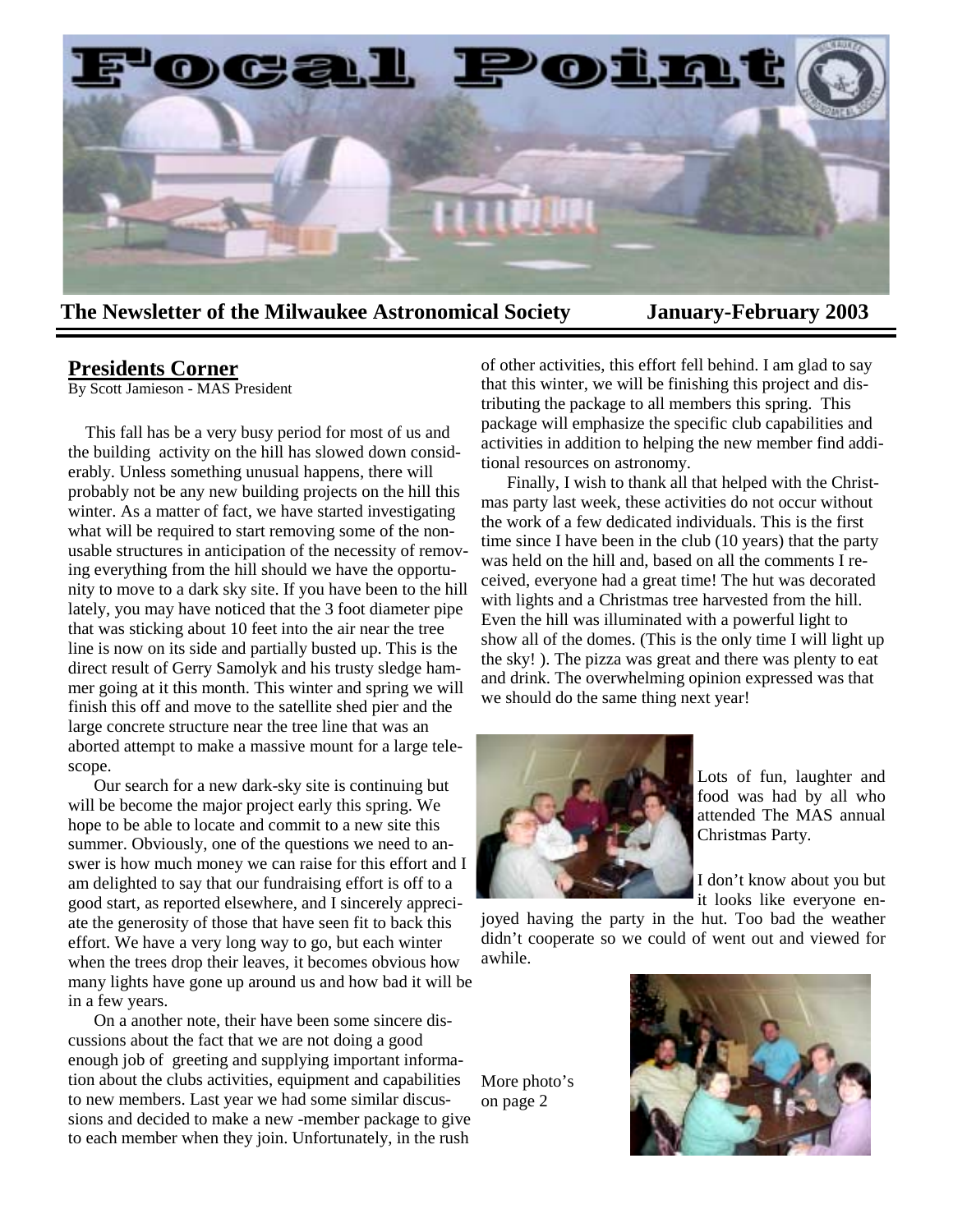# Focal Point

**The Newsletter of the Milwaukee Astronomical Society January-February 2003**

## Presidents Corner

By Scott Jamieson - MAS President

This fall has be a very busy period for most of us and the building activity on the hill has slowed down considerably. Unless something unusual happens, there will probably not be any new building projects on the hill this winter. As a matter of fact, we have started investigating what will be required to start removing some of the non-usable structures in anticipation of the necessity of removing everything from the hill should we have the opportunity to move to a dark sky site. If you have been to the hill lately, you may have noticed that the 3 foot diameter pipe that was sticking about 10 feet into the air near the tree line is now on its side and partially busted up. This is the direct result of Gerry Samolyk and his trusty sledge hammer going at it this month. This winter and spring we will finish this off and move to the satellite shed pier and the large concrete structure near the tree line that was an aborted attempt to make a massive mount for a large telescope.

Our search for a new dark-sky site is continuing but will be become the major project early this spring. We hope to be able to locate and commit to a new site this summer. Obviously, one of the questions we need to answer is how much money we can raise for this effort and I am delighted to say that our fundraising effort is off to a good start, as reported elsewhere, and I sincerely appreciate the generosity of those that have seen fit to back this effort. We have a very long way to go, but each winter when the trees drop their leaves, it becomes obvious how many lights have gone up around us and how bad it will be in a few years.

On a another note, their have been some sincere discussions about the fact that we are not doing a good enough job of greeting and supplying important information about the clubs activities, equipment and capabilities to new members. Last year we had some similar discussions and decided to make a new -member package to give to each member when they join. Unfortunately, in the rush of other activities, this effort fell behind. I am glad to say that this winter, we will be finishing this project and distributing the package to all members this spring. This package will emphasize the specific club capabilities and activities in addition to helping the new member find additional resources on astronomy.

Finally, I wish to thank all that helped with the Christmas party last week, these activities do not occur without the work of a few dedicated individuals. This is the first time since I have been in the club (10 years) that the party was held on the hill and, based on all the comments I received, everyone had a great time! The hut was decorated with lights and a Christmas tree harvested from the hill. Even the hill was illuminated with a powerful light to show all of the domes. (This is the only time I will light up the sky! ). The pizza was great and there was plenty to eat and drink. The overwhelming opinion expressed was that we should do the same thing next year!

Lots of fun, laughter and food was had by all who attended The MAS annual Christmas Party.

I don't know about you but it looks like everyone enjoyed having the party in the hut. Too bad the weather didn't cooperate so we could of went out and viewed for awhile.

More photo's on page 2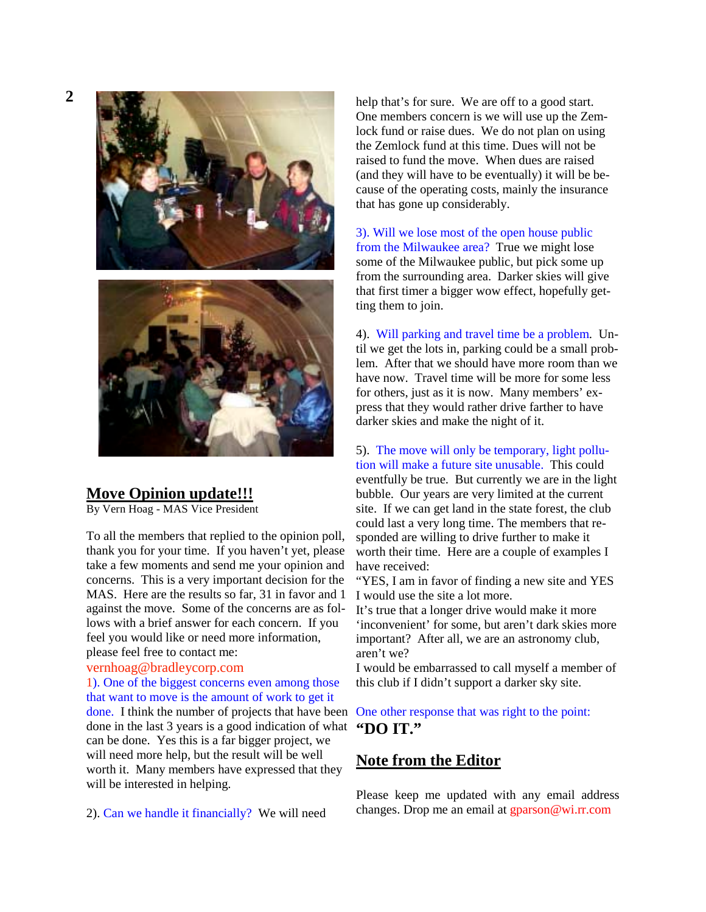## Move Opinion update!!!

By Vern Hoag - MAS Vice President

To all the members that replied to the opinion poll, thank you for your time. If you haven't yet, please take a few moments and send me your opinion and concerns. This is a very important decision for the MAS. Here are the results so far, 31 in favor and 1 against the move. Some of the concerns are as follows with a brief answer for each concern. If you feel you would like or need more information, please feel free to contact me:

vernhoag@bradleycorp.com

1). One of the biggest concerns even among those that want to move is the amount of work to get it done. I think the number of projects that have been done in the last 3 years is a good indication of what can be done. Yes this is a far bigger project, we will need more help, but the result will be well worth it. Many members have expressed that they will be interested in helping.

2). Can we handle it financially? We will need help that's for sure. We are off to a good start. One members concern is we will use up the Zemlock fund or raise dues. We do not plan on using the Zemlock fund at this time. Dues will not be raised to fund the move. When dues are raised (and they will have to be eventually) it will be because of the operating costs, mainly the insurance that has gone up considerably.

3). Will we lose most of the open house public from the Milwaukee area? True we might lose some of the Milwaukee public, but pick some up from the surrounding area. Darker skies will give that first timer a bigger wow effect, hopefully getting them to join.

4). Will parking and travel time be a problem. Until we get the lots in, parking could be a small problem. After that we should have more room than we have now. Travel time will be more for some less for others, just as it is now. Many members' express that they would rather drive farther to have darker skies and make the night of it.

5). The move will only be temporary, light pollution will make a future site unusable. This could eventually be true. But currently we are in the light bubble. Our years are very limited at the current site. If we can get land in the state forest, the club could last a very long time. The members that responded are willing to drive further to make it worth their time. Here are a couple of examples I have received:

"YES, I am in favor of finding a new site and YES I would use the site a lot more.

It's true that a longer drive would make it more 'inconvenient' for some, but aren't dark skies more important? After all, we are an astronomy club, aren't we?

I would be embarrassed to call myself a member of this club if I didn't support a darker sky site.

One other response that was right to the point:

**"DO IT."**

## Note from the Editor

Please keep me updated with any email address changes. Drop me an email at gparson@wi.rr.com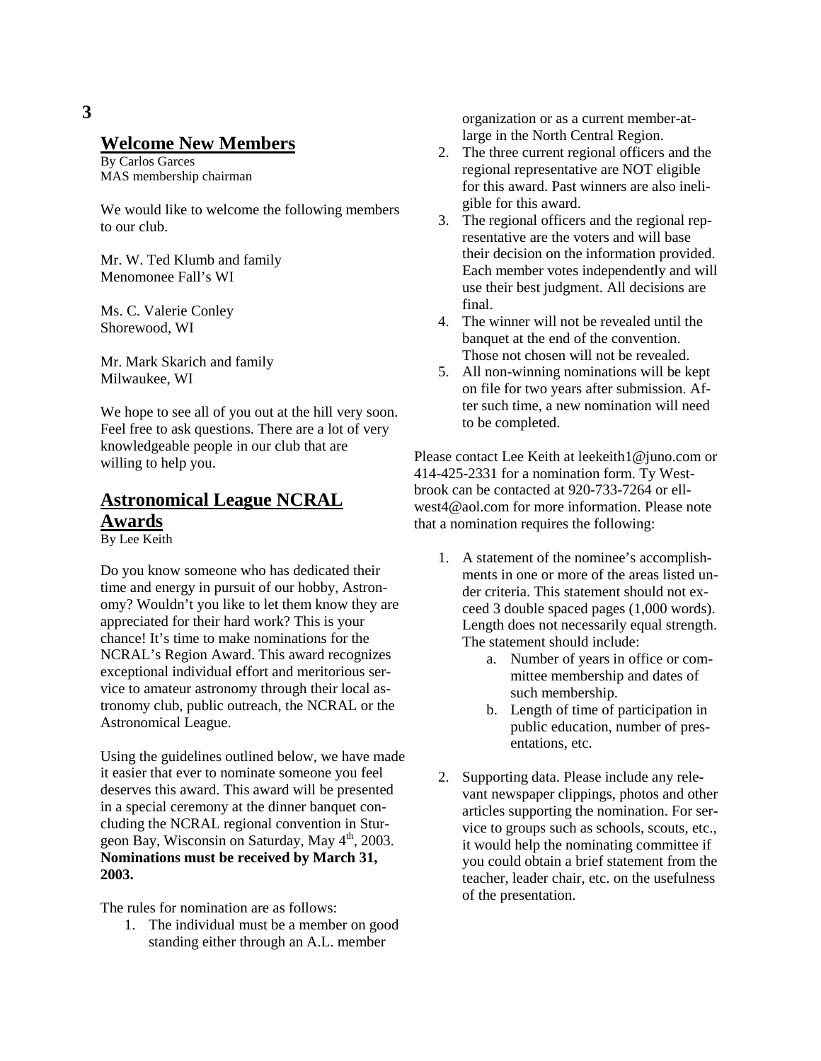## Welcome New Members

By Carlos Garces
MAS membership chairman

We would like to welcome the following members to our club.

Mr. W. Ted Klumb and family
Menomonee Fall's WI

Ms. C. Valerie Conley
Shorewood, WI

Mr. Mark Skarich and family
Milwaukee, WI

We hope to see all of you out at the hill very soon. Feel free to ask questions. There are a lot of very knowledgeable people in our club that are willing to help you.

## Astronomical League NCRAL Awards

By Lee Keith

Do you know someone who has dedicated their time and energy in pursuit of our hobby, Astronomy? Wouldn't you like to let them know they are appreciated for their hard work? This is your chance! It's time to make nominations for the NCRAL's Region Award. This award recognizes exceptional individual effort and meritorious service to amateur astronomy through their local astronomy club, public outreach, the NCRAL or the Astronomical League.

Using the guidelines outlined below, we have made it easier that ever to nominate someone you feel deserves this award. This award will be presented in a special ceremony at the dinner banquet concluding the NCRAL regional convention in Sturgeon Bay, Wisconsin on Saturday, May 4th, 2003. **Nominations must be received by March 31, 2003.**

The rules for nomination are as follows:

1. The individual must be a member on good standing either through an A.L. member organization or as a current member-at-large in the North Central Region.
2. The three current regional officers and the regional representative are NOT eligible for this award. Past winners are also ineligible for this award.
3. The regional officers and the regional representative are the voters and will base their decision on the information provided. Each member votes independently and will use their best judgment. All decisions are final.
4. The winner will not be revealed until the banquet at the end of the convention. Those not chosen will not be revealed.
5. All non-winning nominations will be kept on file for two years after submission. After such time, a new nomination will need to be completed.

Please contact Lee Keith at leekeith1@juno.com or 414-425-2331 for a nomination form. Ty Westbrook can be contacted at 920-733-7264 or ellwest4@aol.com for more information. Please note that a nomination requires the following:

1. A statement of the nominee's accomplishments in one or more of the areas listed under criteria. This statement should not exceed 3 double spaced pages (1,000 words). Length does not necessarily equal strength. The statement should include:
    a. Number of years in office or committee membership and dates of such membership.
    b. Length of time of participation in public education, number of presentations, etc.

2. Supporting data. Please include any relevant newspaper clippings, photos and other articles supporting the nomination. For service to groups such as schools, scouts, etc., it would help the nominating committee if you could obtain a brief statement from the teacher, leader chair, etc. on the usefulness of the presentation.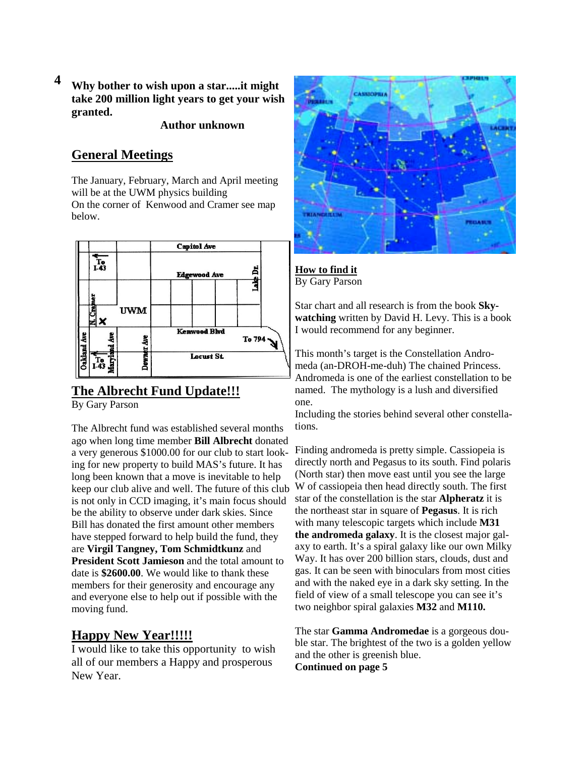**Why bother to wish upon a star.....it might take 200 million light years to get your wish granted.**

**Author unknown**

## General Meetings

The January, February, March and April meeting will be at the UWM physics building
On the corner of Kenwood and Cramer see map below.

## The Albrecht Fund Update!!!

By Gary Parson

The Albrecht fund was established several months ago when long time member **Bill Albrecht** donated a very generous $1000.00 for our club to start looking for new property to build MAS's future. It has long been known that a move is inevitable to help keep our club alive and well. The future of this club is not only in CCD imaging, it's main focus should be the ability to observe under dark skies. Since Bill has donated the first amount other members have stepped forward to help build the fund, they are **Virgil Tangney, Tom Schmidtkunz** and **President Scott Jamieson** and the total amount to date is **$2600.00**. We would like to thank these members for their generosity and encourage any and everyone else to help out if possible with the moving fund.

## Happy New Year!!!!!

I would like to take this opportunity to wish all of our members a Happy and prosperous New Year.

## How to find it

By Gary Parson

Star chart and all research is from the book **Sky-watching** written by David H. Levy. This is a book I would recommend for any beginner.

This month's target is the Constellation Andromeda (an-DROH-me-duh) The chained Princess. Andromeda is one of the earliest constellation to be named. The mythology is a lush and diversified one.
Including the stories behind several other constellations.

Finding andromeda is pretty simple. Cassiopeia is directly north and Pegasus to its south. Find polaris (North star) then move east until you see the large W of cassiopeia then head directly south. The first star of the constellation is the star **Alpheratz** it is the northeast star in square of **Pegasus**. It is rich with many telescopic targets which include **M31 the andromeda galaxy**. It is the closest major galaxy to earth. It's a spiral galaxy like our own Milky Way. It has over 200 billion stars, clouds, dust and gas. It can be seen with binoculars from most cities and with the naked eye in a dark sky setting. In the field of view of a small telescope you can see it's two neighbor spiral galaxies **M32** and **M110.**

The star **Gamma Andromedae** is a gorgeous double star. The brightest of the two is a golden yellow and the other is greenish blue.
**Continued on page 5**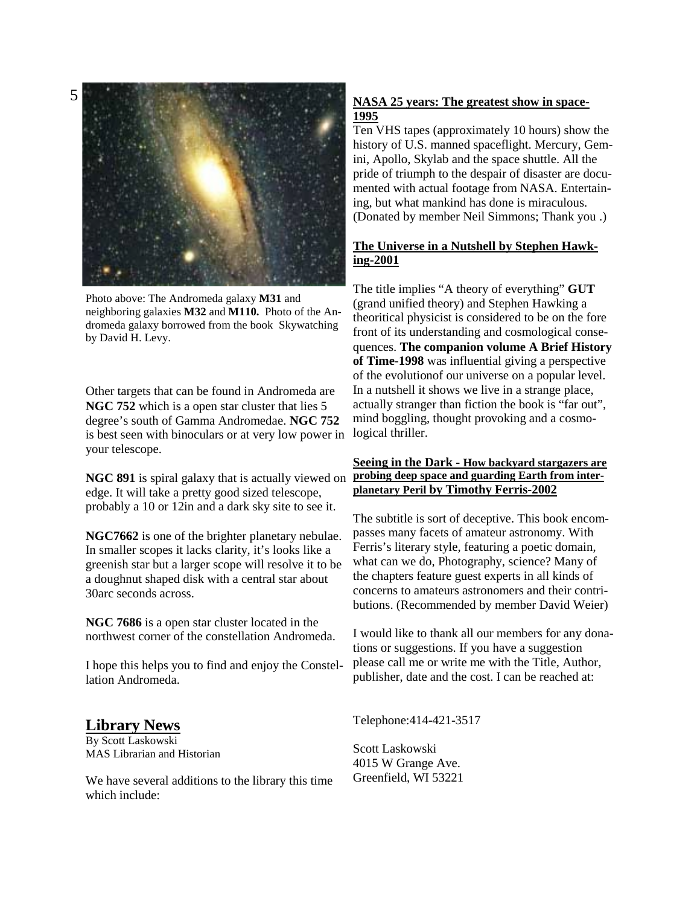Photo above: The Andromeda galaxy **M31** and neighboring galaxies **M32** and **M110.** Photo of the Andromeda galaxy borrowed from the book Skywatching by David H. Levy.

Other targets that can be found in Andromeda are **NGC 752** which is a open star cluster that lies 5 degree's south of Gamma Andromedae. **NGC 752** is best seen with binoculars or at very low power in your telescope.

**NGC 891** is spiral galaxy that is actually viewed on edge. It will take a pretty good sized telescope, probably a 10 or 12in and a dark sky site to see it.

**NGC7662** is one of the brighter planetary nebulae. In smaller scopes it lacks clarity, it's looks like a greenish star but a larger scope will resolve it to be a doughnut shaped disk with a central star about 30arc seconds across.

**NGC 7686** is a open star cluster located in the northwest corner of the constellation Andromeda.

I hope this helps you to find and enjoy the Constellation Andromeda.

## Library News

By Scott Laskowski
MAS Librarian and Historian

We have several additions to the library this time which include:

**NASA 25 years: The greatest show in space-1995**

Ten VHS tapes (approximately 10 hours) show the history of U.S. manned spaceflight. Mercury, Gemini, Apollo, Skylab and the space shuttle. All the pride of triumph to the despair of disaster are documented with actual footage from NASA. Entertaining, but what mankind has done is miraculous. (Donated by member Neil Simmons; Thank you .)

**The Universe in a Nutshell by Stephen Hawking-2001**

The title implies "A theory of everything" **GUT** (grand unified theory) and Stephen Hawking a theoritical physicist is considered to be on the fore front of its understanding and cosmological consequences. **The companion volume A Brief History of Time-1998** was influential giving a perspective of the evolutionof our universe on a popular level. In a nutshell it shows we live in a strange place, actually stranger than fiction the book is "far out", mind boggling, thought provoking and a cosmological thriller.

**Seeing in the Dark - How backyard stargazers are probing deep space and guarding Earth from interplanetary Peril by Timothy Ferris-2002**

The subtitle is sort of deceptive. This book encompasses many facets of amateur astronomy. With Ferris's literary style, featuring a poetic domain, what can we do, Photography, science? Many of the chapters feature guest experts in all kinds of concerns to amateurs astronomers and their contributions. (Recommended by member David Weier)

I would like to thank all our members for any donations or suggestions. If you have a suggestion please call me or write me with the Title, Author, publisher, date and the cost. I can be reached at:

Telephone:414-421-3517

Scott Laskowski
4015 W Grange Ave.
Greenfield, WI 53221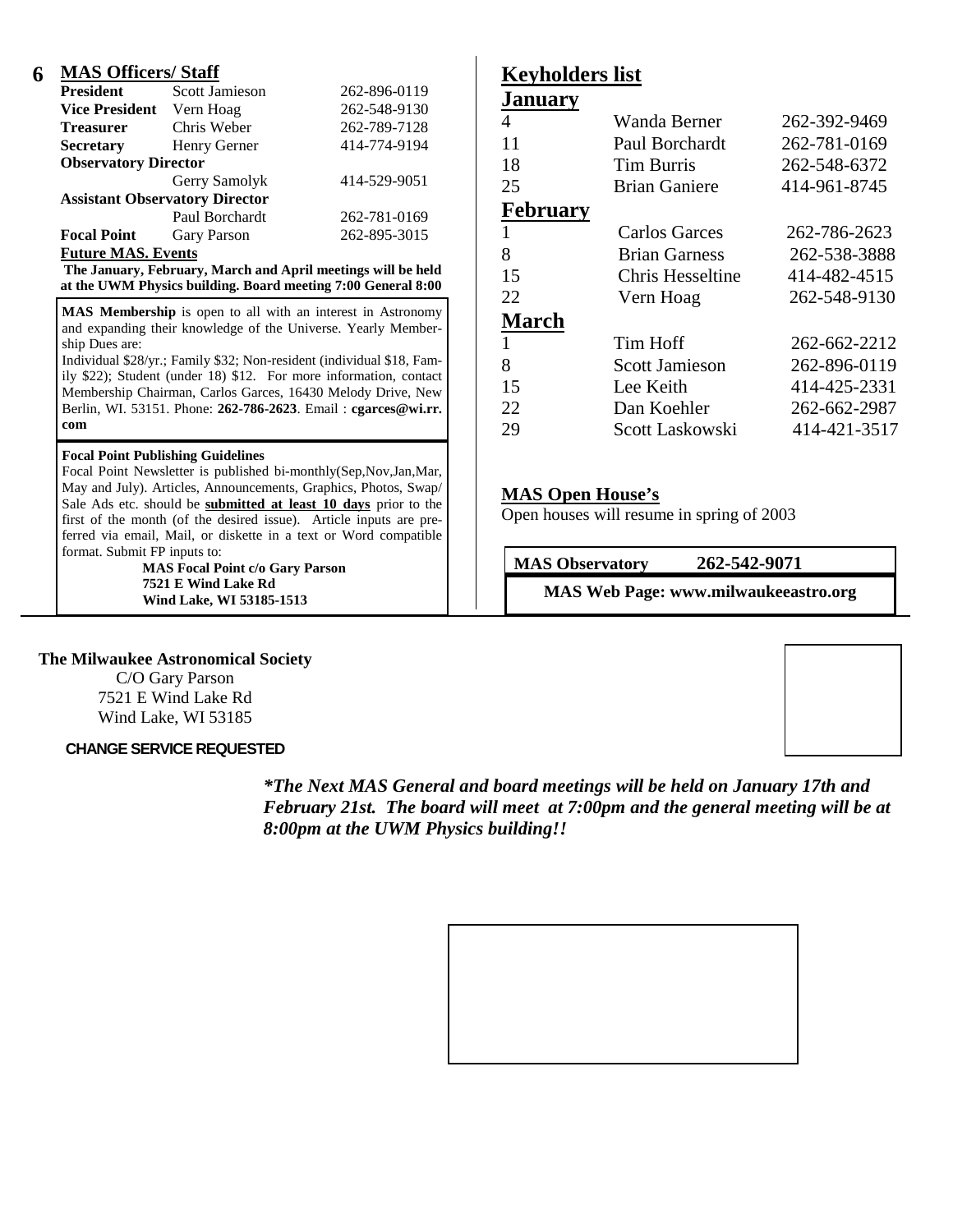## MAS Officers/ Staff

| | | |
|---|---|---|
| **President** | Scott Jamieson | 262-896-0119 |
| **Vice President** | Vern Hoag | 262-548-9130 |
| **Treasurer** | Chris Weber | 262-789-7128 |
| **Secretary** | Henry Gerner | 414-774-9194 |
| **Observatory Director** | | |
| | Gerry Samolyk | 414-529-9051 |
| **Assistant Observatory Director** | | |
| | Paul Borchardt | 262-781-0169 |
| **Focal Point** | Gary Parson | 262-895-3015 |

**Future MAS. Events**

**The January, February, March and April meetings will be held at the UWM Physics building. Board meeting 7:00 General 8:00**

**MAS Membership** is open to all with an interest in Astronomy and expanding their knowledge of the Universe. Yearly Membership Dues are:
Individual $28/yr.; Family $32; Non-resident (individual $18, Family $22); Student (under 18) $12. For more information, contact Membership Chairman, Carlos Garces, 16430 Melody Drive, New Berlin, WI. 53151. Phone: **262-786-2623**. Email : **cgarces@wi.rr.com**

**Focal Point Publishing Guidelines**
Focal Point Newsletter is published bi-monthly(Sep,Nov,Jan,Mar, May and July). Articles, Announcements, Graphics, Photos, Swap/Sale Ads etc. should be **submitted at least 10 days** prior to the first of the month (of the desired issue). Article inputs are preferred via email, Mail, or diskette in a text or Word compatible format. Submit FP inputs to:

**MAS Focal Point c/o Gary Parson**
**7521 E Wind Lake Rd**
**Wind Lake, WI 53185-1513**

## Keyholders list

### January

| | | |
|---|---|---|
| 4 | Wanda Berner | 262-392-9469 |
| 11 | Paul Borchardt | 262-781-0169 |
| 18 | Tim Burris | 262-548-6372 |
| 25 | Brian Ganiere | 414-961-8745 |

### February

| | | |
|---|---|---|
| 1 | Carlos Garces | 262-786-2623 |
| 8 | Brian Garness | 262-538-3888 |
| 15 | Chris Hesseltine | 414-482-4515 |
| 22 | Vern Hoag | 262-548-9130 |

### March

| | | |
|---|---|---|
| 1 | Tim Hoff | 262-662-2212 |
| 8 | Scott Jamieson | 262-896-0119 |
| 15 | Lee Keith | 414-425-2331 |
| 22 | Dan Koehler | 262-662-2987 |
| 29 | Scott Laskowski | 414-421-3517 |

**MAS Open House's**

Open houses will resume in spring of 2003

**MAS Observatory 262-542-9071**

**MAS Web Page: www.milwaukeeastro.org**

**The Milwaukee Astronomical Society**
C/O Gary Parson
7521 E Wind Lake Rd
Wind Lake, WI 53185

**CHANGE SERVICE REQUESTED**

***The Next MAS General and board meetings will be held on January 17th and February 21st. The board will meet at 7:00pm and the general meeting will be at 8:00pm at the UWM Physics building!!***